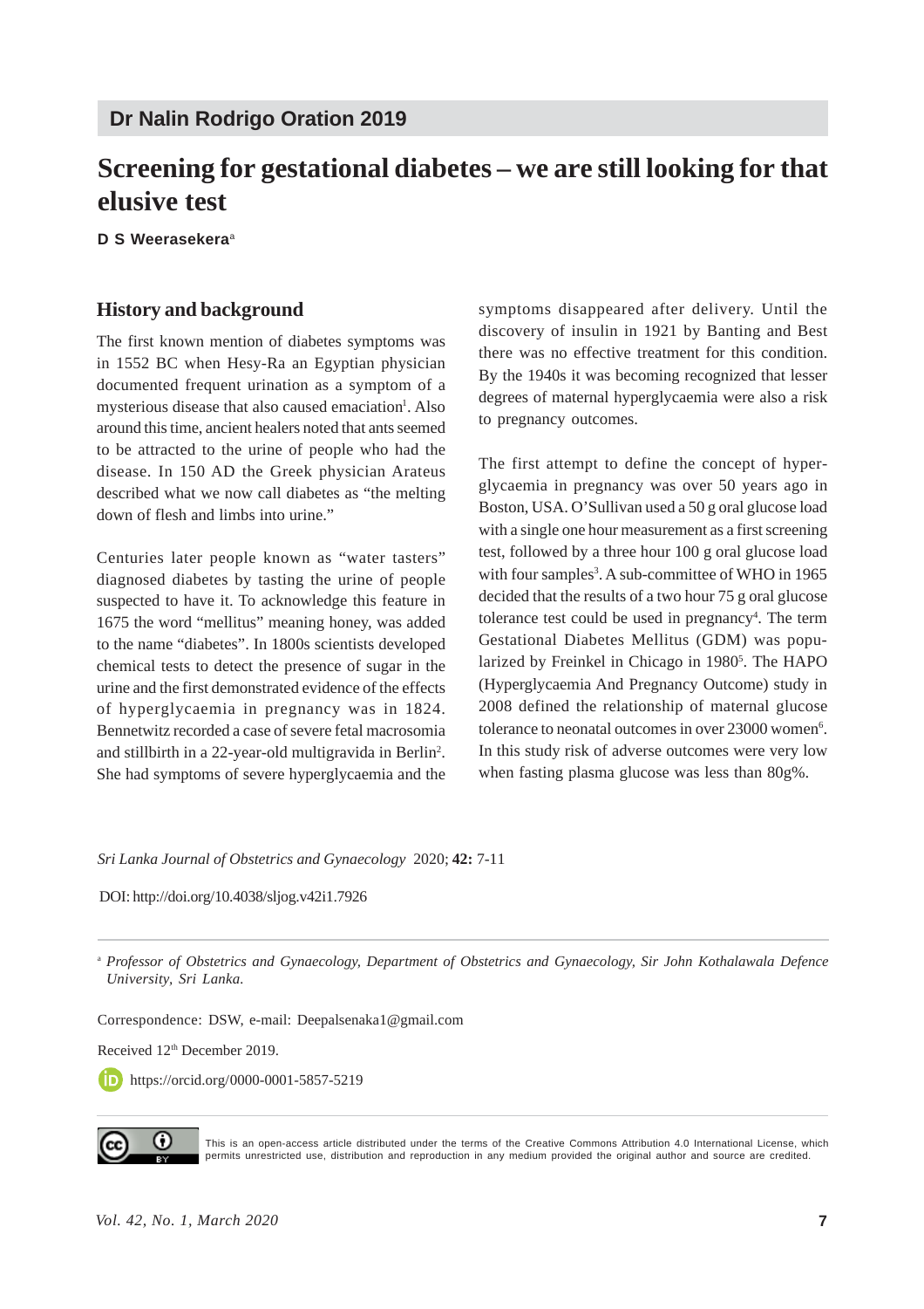## Dr Nalin Rodrigo Oration 2019

# Screening for gestational diabetes – we are still looking for that elusive test

**D S Weerasekera**[a]

## History and background

The first known mention of diabetes symptoms was in 1552 BC when Hesy-Ra an Egyptian physician documented frequent urination as a symptom of a mysterious disease that also caused emaciation[1]. Also around this time, ancient healers noted that ants seemed to be attracted to the urine of people who had the disease. In 150 AD the Greek physician Arateus described what we now call diabetes as "the melting down of flesh and limbs into urine."

Centuries later people known as "water tasters" diagnosed diabetes by tasting the urine of people suspected to have it. To acknowledge this feature in 1675 the word "mellitus" meaning honey, was added to the name "diabetes". In 1800s scientists developed chemical tests to detect the presence of sugar in the urine and the first demonstrated evidence of the effects of hyperglycaemia in pregnancy was in 1824. Bennetwitz recorded a case of severe fetal macrosomia and stillbirth in a 22-year-old multigravida in Berlin[2]. She had symptoms of severe hyperglycaemia and the symptoms disappeared after delivery. Until the discovery of insulin in 1921 by Banting and Best there was no effective treatment for this condition. By the 1940s it was becoming recognized that lesser degrees of maternal hyperglycaemia were also a risk to pregnancy outcomes.

The first attempt to define the concept of hyperglycaemia in pregnancy was over 50 years ago in Boston, USA. O'Sullivan used a 50 g oral glucose load with a single one hour measurement as a first screening test, followed by a three hour 100 g oral glucose load with four samples[3]. A sub-committee of WHO in 1965 decided that the results of a two hour 75 g oral glucose tolerance test could be used in pregnancy[4]. The term Gestational Diabetes Mellitus (GDM) was popularized by Freinkel in Chicago in 1980[5]. The HAPO (Hyperglycaemia And Pregnancy Outcome) study in 2008 defined the relationship of maternal glucose tolerance to neonatal outcomes in over 23000 women[6]. In this study risk of adverse outcomes were very low when fasting plasma glucose was less than 80g%.

*Sri Lanka Journal of Obstetrics and Gynaecology* 2020; **42:** 7-11

DOI: http://doi.org/10.4038/sljog.v42i1.7926

[a] *Professor of Obstetrics and Gynaecology, Department of Obstetrics and Gynaecology, Sir John Kothalawala Defence University, Sri Lanka.*

Correspondence: DSW, e-mail: Deepalsenaka1@gmail.com

Received 12th December 2019.

https://orcid.org/0000-0001-5857-5219

This is an open-access article distributed under the terms of the Creative Commons Attribution 4.0 International License, which permits unrestricted use, distribution and reproduction in any medium provided the original author and source are credited.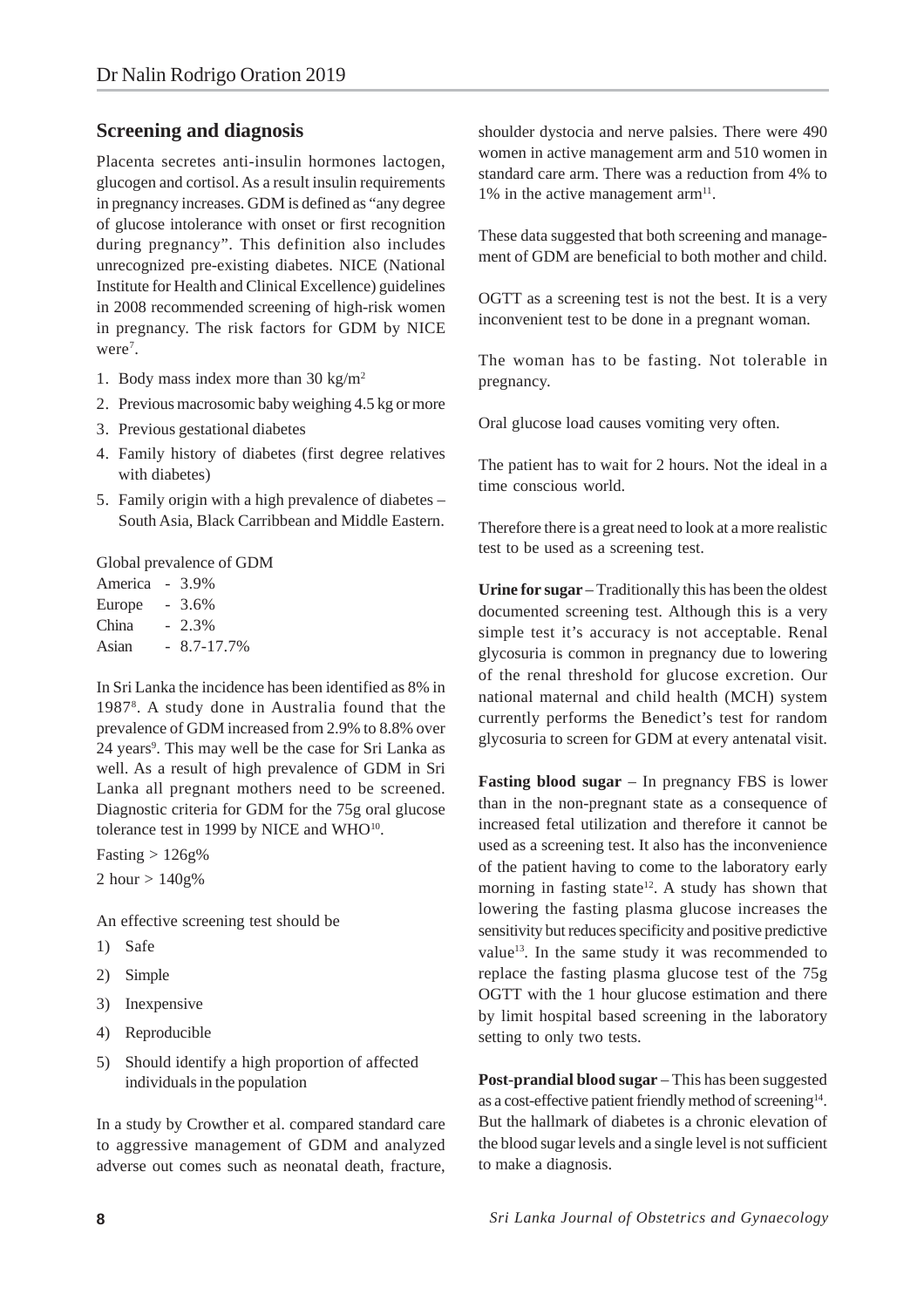## Screening and diagnosis

Placenta secretes anti-insulin hormones lactogen, glucogen and cortisol. As a result insulin requirements in pregnancy increases. GDM is defined as "any degree of glucose intolerance with onset or first recognition during pregnancy". This definition also includes unrecognized pre-existing diabetes. NICE (National Institute for Health and Clinical Excellence) guidelines in 2008 recommended screening of high-risk women in pregnancy. The risk factors for GDM by NICE were[7].

1. Body mass index more than 30 kg/m$^2$
2. Previous macrosomic baby weighing 4.5 kg or more
3. Previous gestational diabetes
4. Family history of diabetes (first degree relatives with diabetes)
5. Family origin with a high prevalence of diabetes – South Asia, Black Carribbean and Middle Eastern.

Global prevalence of GDM

America - 3.9%
Europe - 3.6%
China - 2.3%
Asian - 8.7-17.7%

In Sri Lanka the incidence has been identified as 8% in 1987[8]. A study done in Australia found that the prevalence of GDM increased from 2.9% to 8.8% over 24 years[9]. This may well be the case for Sri Lanka as well. As a result of high prevalence of GDM in Sri Lanka all pregnant mothers need to be screened. Diagnostic criteria for GDM for the 75g oral glucose tolerance test in 1999 by NICE and WHO[10].

Fasting > 126g%

2 hour > 140g%

An effective screening test should be

1) Safe
2) Simple
3) Inexpensive
4) Reproducible
5) Should identify a high proportion of affected individuals in the population

In a study by Crowther et al. compared standard care to aggressive management of GDM and analyzed adverse out comes such as neonatal death, fracture, shoulder dystocia and nerve palsies. There were 490 women in active management arm and 510 women in standard care arm. There was a reduction from 4% to 1% in the active management arm[11].

These data suggested that both screening and management of GDM are beneficial to both mother and child.

OGTT as a screening test is not the best. It is a very inconvenient test to be done in a pregnant woman.

The woman has to be fasting. Not tolerable in pregnancy.

Oral glucose load causes vomiting very often.

The patient has to wait for 2 hours. Not the ideal in a time conscious world.

Therefore there is a great need to look at a more realistic test to be used as a screening test.

**Urine for sugar** – Traditionally this has been the oldest documented screening test. Although this is a very simple test it's accuracy is not acceptable. Renal glycosuria is common in pregnancy due to lowering of the renal threshold for glucose excretion. Our national maternal and child health (MCH) system currently performs the Benedict's test for random glycosuria to screen for GDM at every antenatal visit.

**Fasting blood sugar** – In pregnancy FBS is lower than in the non-pregnant state as a consequence of increased fetal utilization and therefore it cannot be used as a screening test. It also has the inconvenience of the patient having to come to the laboratory early morning in fasting state[12]. A study has shown that lowering the fasting plasma glucose increases the sensitivity but reduces specificity and positive predictive value[13]. In the same study it was recommended to replace the fasting plasma glucose test of the 75g OGTT with the 1 hour glucose estimation and there by limit hospital based screening in the laboratory setting to only two tests.

**Post-prandial blood sugar** – This has been suggested as a cost-effective patient friendly method of screening[14]. But the hallmark of diabetes is a chronic elevation of the blood sugar levels and a single level is not sufficient to make a diagnosis.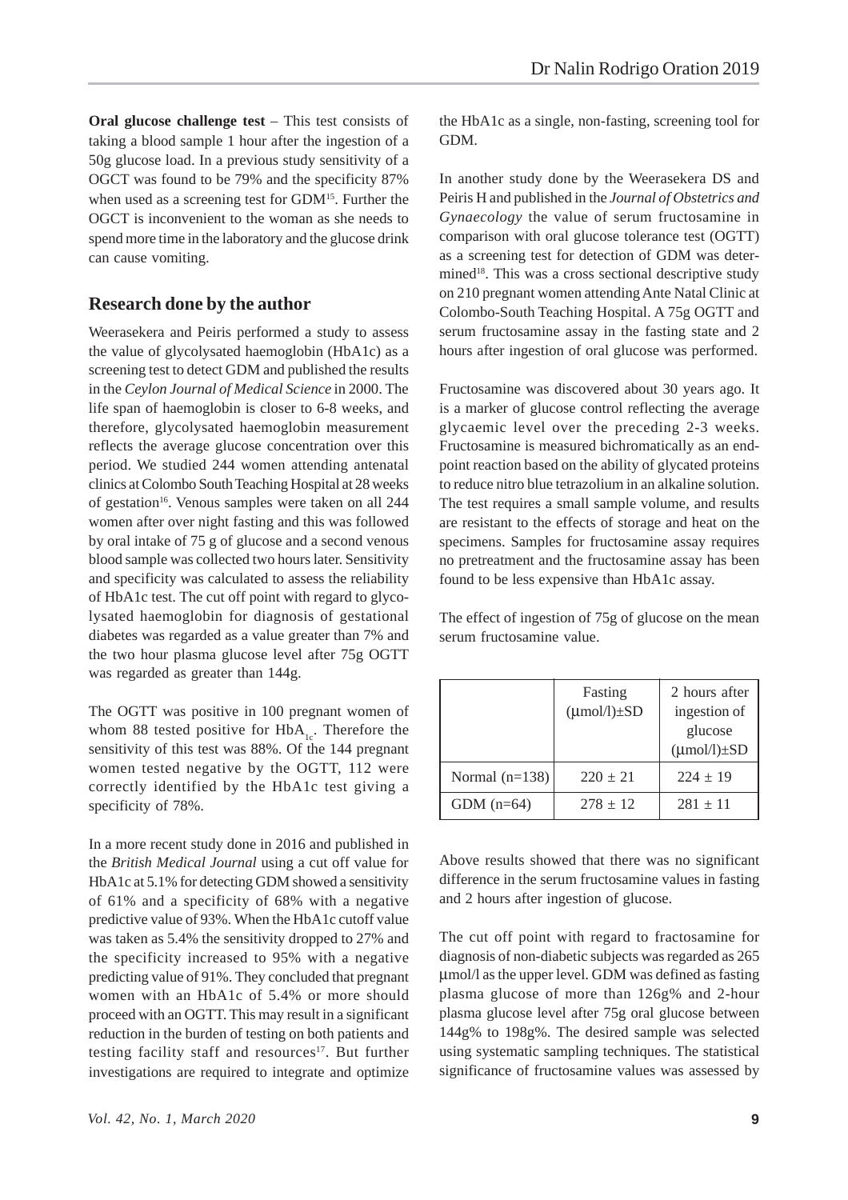**Oral glucose challenge test** – This test consists of taking a blood sample 1 hour after the ingestion of a 50g glucose load. In a previous study sensitivity of a OGCT was found to be 79% and the specificity 87% when used as a screening test for GDM[15]. Further the OGCT is inconvenient to the woman as she needs to spend more time in the laboratory and the glucose drink can cause vomiting.

## Research done by the author

Weerasekera and Peiris performed a study to assess the value of glycolysated haemoglobin (HbA1c) as a screening test to detect GDM and published the results in the *Ceylon Journal of Medical Science* in 2000. The life span of haemoglobin is closer to 6-8 weeks, and therefore, glycolysated haemoglobin measurement reflects the average glucose concentration over this period. We studied 244 women attending antenatal clinics at Colombo South Teaching Hospital at 28 weeks of gestation[16]. Venous samples were taken on all 244 women after over night fasting and this was followed by oral intake of 75 g of glucose and a second venous blood sample was collected two hours later. Sensitivity and specificity was calculated to assess the reliability of HbA1c test. The cut off point with regard to glycolysated haemoglobin for diagnosis of gestational diabetes was regarded as a value greater than 7% and the two hour plasma glucose level after 75g OGTT was regarded as greater than 144g.

The OGTT was positive in 100 pregnant women of whom 88 tested positive for $HbA_{1c}$. Therefore the sensitivity of this test was 88%. Of the 144 pregnant women tested negative by the OGTT, 112 were correctly identified by the HbA1c test giving a specificity of 78%.

In a more recent study done in 2016 and published in the *British Medical Journal* using a cut off value for HbA1c at 5.1% for detecting GDM showed a sensitivity of 61% and a specificity of 68% with a negative predictive value of 93%. When the HbA1c cutoff value was taken as 5.4% the sensitivity dropped to 27% and the specificity increased to 95% with a negative predicting value of 91%. They concluded that pregnant women with an HbA1c of 5.4% or more should proceed with an OGTT. This may result in a significant reduction in the burden of testing on both patients and testing facility staff and resources[17]. But further investigations are required to integrate and optimize the HbA1c as a single, non-fasting, screening tool for GDM.

In another study done by the Weerasekera DS and Peiris H and published in the *Journal of Obstetrics and Gynaecology* the value of serum fructosamine in comparison with oral glucose tolerance test (OGTT) as a screening test for detection of GDM was determined[18]. This was a cross sectional descriptive study on 210 pregnant women attending Ante Natal Clinic at Colombo-South Teaching Hospital. A 75g OGTT and serum fructosamine assay in the fasting state and 2 hours after ingestion of oral glucose was performed.

Fructosamine was discovered about 30 years ago. It is a marker of glucose control reflecting the average glycaemic level over the preceding 2-3 weeks. Fructosamine is measured bichromatically as an end-point reaction based on the ability of glycated proteins to reduce nitro blue tetrazolium in an alkaline solution. The test requires a small sample volume, and results are resistant to the effects of storage and heat on the specimens. Samples for fructosamine assay requires no pretreatment and the fructosamine assay has been found to be less expensive than HbA1c assay.

The effect of ingestion of 75g of glucose on the mean serum fructosamine value.

| | Fasting (μmol/l)±SD | 2 hours after ingestion of glucose (μmol/l)±SD |
|---|---|---|
| Normal (n=138) | 220 ± 21 | 224 ± 19 |
| GDM (n=64) | 278 ± 12 | 281 ± 11 |

Above results showed that there was no significant difference in the serum fructosamine values in fasting and 2 hours after ingestion of glucose.

The cut off point with regard to fractosamine for diagnosis of non-diabetic subjects was regarded as 265 μmol/l as the upper level. GDM was defined as fasting plasma glucose of more than 126g% and 2-hour plasma glucose level after 75g oral glucose between 144g% to 198g%. The desired sample was selected using systematic sampling techniques. The statistical significance of fructosamine values was assessed by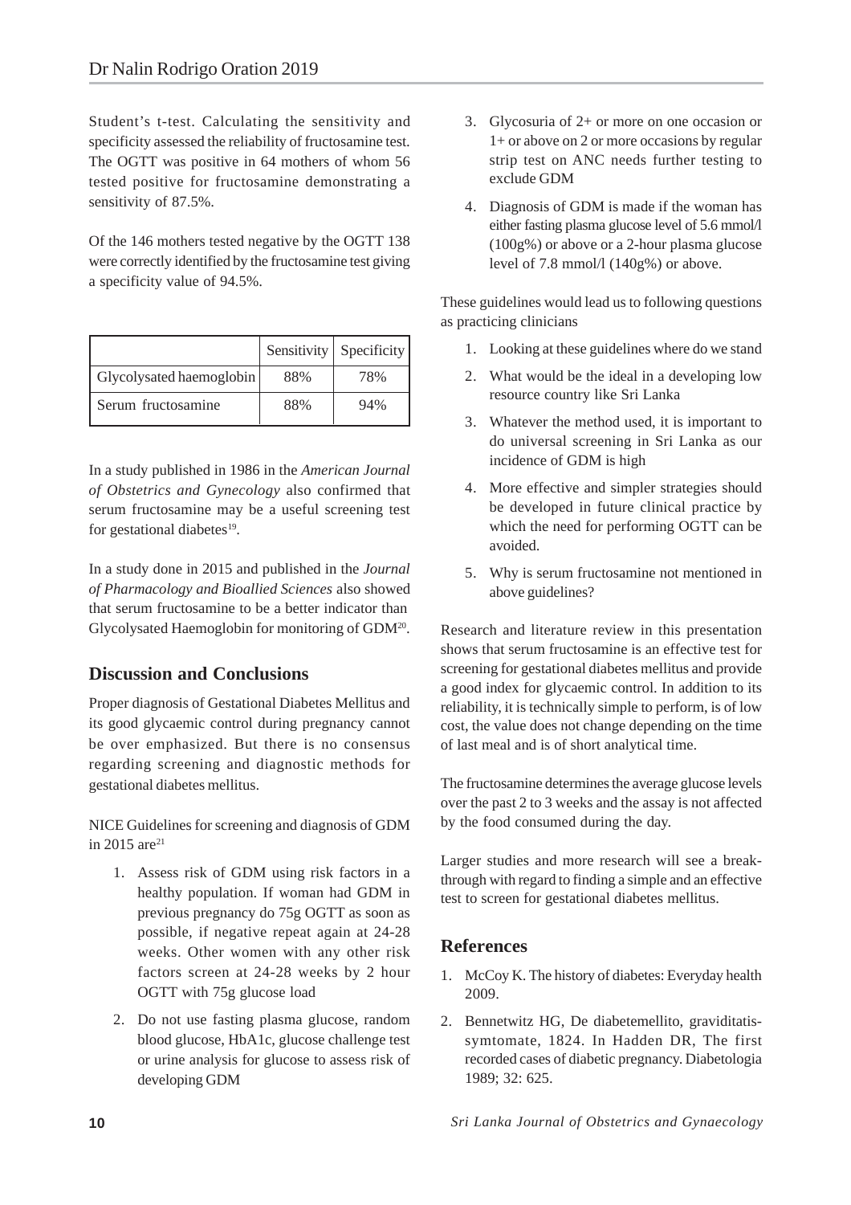Student's t-test. Calculating the sensitivity and specificity assessed the reliability of fructosamine test. The OGTT was positive in 64 mothers of whom 56 tested positive for fructosamine demonstrating a sensitivity of 87.5%.

Of the 146 mothers tested negative by the OGTT 138 were correctly identified by the fructosamine test giving a specificity value of 94.5%.

| | Sensitivity | Specificity |
|---|---|---|
| Glycolysated haemoglobin | 88% | 78% |
| Serum fructosamine | 88% | 94% |

In a study published in 1986 in the *American Journal of Obstetrics and Gynecology* also confirmed that serum fructosamine may be a useful screening test for gestational diabetes[19].

In a study done in 2015 and published in the *Journal of Pharmacology and Bioallied Sciences* also showed that serum fructosamine to be a better indicator than Glycolysated Haemoglobin for monitoring of GDM[20].

## Discussion and Conclusions

Proper diagnosis of Gestational Diabetes Mellitus and its good glycaemic control during pregnancy cannot be over emphasized. But there is no consensus regarding screening and diagnostic methods for gestational diabetes mellitus.

NICE Guidelines for screening and diagnosis of GDM in 2015 are[21]

1. Assess risk of GDM using risk factors in a healthy population. If woman had GDM in previous pregnancy do 75g OGTT as soon as possible, if negative repeat again at 24-28 weeks. Other women with any other risk factors screen at 24-28 weeks by 2 hour OGTT with 75g glucose load
2. Do not use fasting plasma glucose, random blood glucose, HbA1c, glucose challenge test or urine analysis for glucose to assess risk of developing GDM
3. Glycosuria of 2+ or more on one occasion or 1+ or above on 2 or more occasions by regular strip test on ANC needs further testing to exclude GDM
4. Diagnosis of GDM is made if the woman has either fasting plasma glucose level of 5.6 mmol/l (100g%) or above or a 2-hour plasma glucose level of 7.8 mmol/l (140g%) or above.

These guidelines would lead us to following questions as practicing clinicians

1. Looking at these guidelines where do we stand
2. What would be the ideal in a developing low resource country like Sri Lanka
3. Whatever the method used, it is important to do universal screening in Sri Lanka as our incidence of GDM is high
4. More effective and simpler strategies should be developed in future clinical practice by which the need for performing OGTT can be avoided.
5. Why is serum fructosamine not mentioned in above guidelines?

Research and literature review in this presentation shows that serum fructosamine is an effective test for screening for gestational diabetes mellitus and provide a good index for glycaemic control. In addition to its reliability, it is technically simple to perform, is of low cost, the value does not change depending on the time of last meal and is of short analytical time.

The fructosamine determines the average glucose levels over the past 2 to 3 weeks and the assay is not affected by the food consumed during the day.

Larger studies and more research will see a break-through with regard to finding a simple and an effective test to screen for gestational diabetes mellitus.

## References

1. McCoy K. The history of diabetes: Everyday health 2009.
2. Bennetwitz HG, De diabetemellito, graviditatis-symtomate, 1824. In Hadden DR, The first recorded cases of diabetic pregnancy. Diabetologia 1989; 32: 625.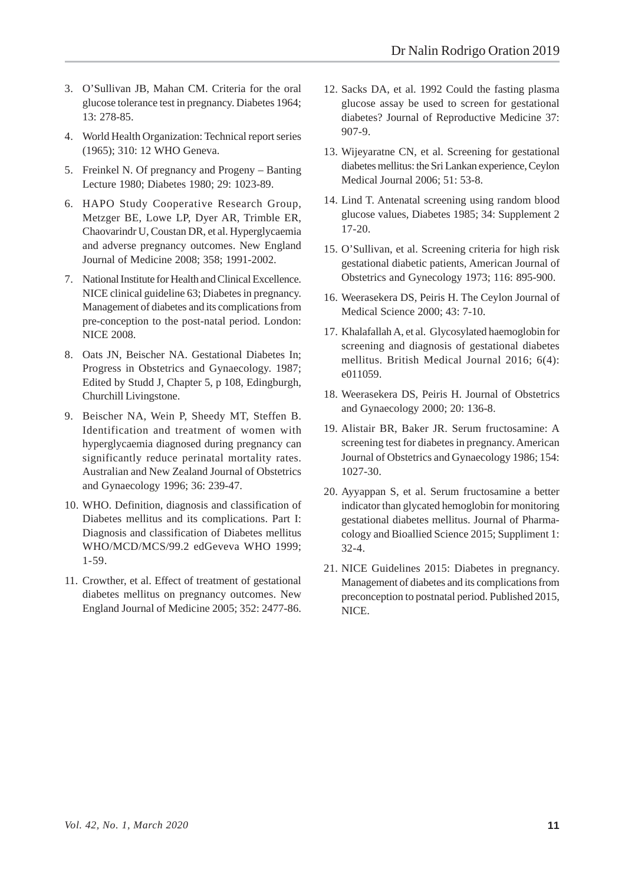3. O'Sullivan JB, Mahan CM. Criteria for the oral glucose tolerance test in pregnancy. Diabetes 1964; 13: 278-85.
4. World Health Organization: Technical report series (1965); 310: 12 WHO Geneva.
5. Freinkel N. Of pregnancy and Progeny – Banting Lecture 1980; Diabetes 1980; 29: 1023-89.
6. HAPO Study Cooperative Research Group, Metzger BE, Lowe LP, Dyer AR, Trimble ER, Chaovarindr U, Coustan DR, et al. Hyperglycaemia and adverse pregnancy outcomes. New England Journal of Medicine 2008; 358; 1991-2002.
7. National Institute for Health and Clinical Excellence. NICE clinical guideline 63; Diabetes in pregnancy. Management of diabetes and its complications from pre-conception to the post-natal period. London: NICE 2008.
8. Oats JN, Beischer NA. Gestational Diabetes In; Progress in Obstetrics and Gynaecology. 1987; Edited by Studd J, Chapter 5, p 108, Edingburgh, Churchill Livingstone.
9. Beischer NA, Wein P, Sheedy MT, Steffen B. Identification and treatment of women with hyperglycaemia diagnosed during pregnancy can significantly reduce perinatal mortality rates. Australian and New Zealand Journal of Obstetrics and Gynaecology 1996; 36: 239-47.
10. WHO. Definition, diagnosis and classification of Diabetes mellitus and its complications. Part I: Diagnosis and classification of Diabetes mellitus WHO/MCD/MCS/99.2 edGeveva WHO 1999; 1-59.
11. Crowther, et al. Effect of treatment of gestational diabetes mellitus on pregnancy outcomes. New England Journal of Medicine 2005; 352: 2477-86.
12. Sacks DA, et al. 1992 Could the fasting plasma glucose assay be used to screen for gestational diabetes? Journal of Reproductive Medicine 37: 907-9.
13. Wijeyaratne CN, et al. Screening for gestational diabetes mellitus: the Sri Lankan experience, Ceylon Medical Journal 2006; 51: 53-8.
14. Lind T. Antenatal screening using random blood glucose values, Diabetes 1985; 34: Supplement 2 17-20.
15. O'Sullivan, et al. Screening criteria for high risk gestational diabetic patients, American Journal of Obstetrics and Gynecology 1973; 116: 895-900.
16. Weerasekera DS, Peiris H. The Ceylon Journal of Medical Science 2000; 43: 7-10.
17. Khalafallah A, et al. Glycosylated haemoglobin for screening and diagnosis of gestational diabetes mellitus. British Medical Journal 2016; 6(4): e011059.
18. Weerasekera DS, Peiris H. Journal of Obstetrics and Gynaecology 2000; 20: 136-8.
19. Alistair BR, Baker JR. Serum fructosamine: A screening test for diabetes in pregnancy. American Journal of Obstetrics and Gynaecology 1986; 154: 1027-30.
20. Ayyappan S, et al. Serum fructosamine a better indicator than glycated hemoglobin for monitoring gestational diabetes mellitus. Journal of Pharmacology and Bioallied Science 2015; Suppliment 1: 32-4.
21. NICE Guidelines 2015: Diabetes in pregnancy. Management of diabetes and its complications from preconception to postnatal period. Published 2015, NICE.